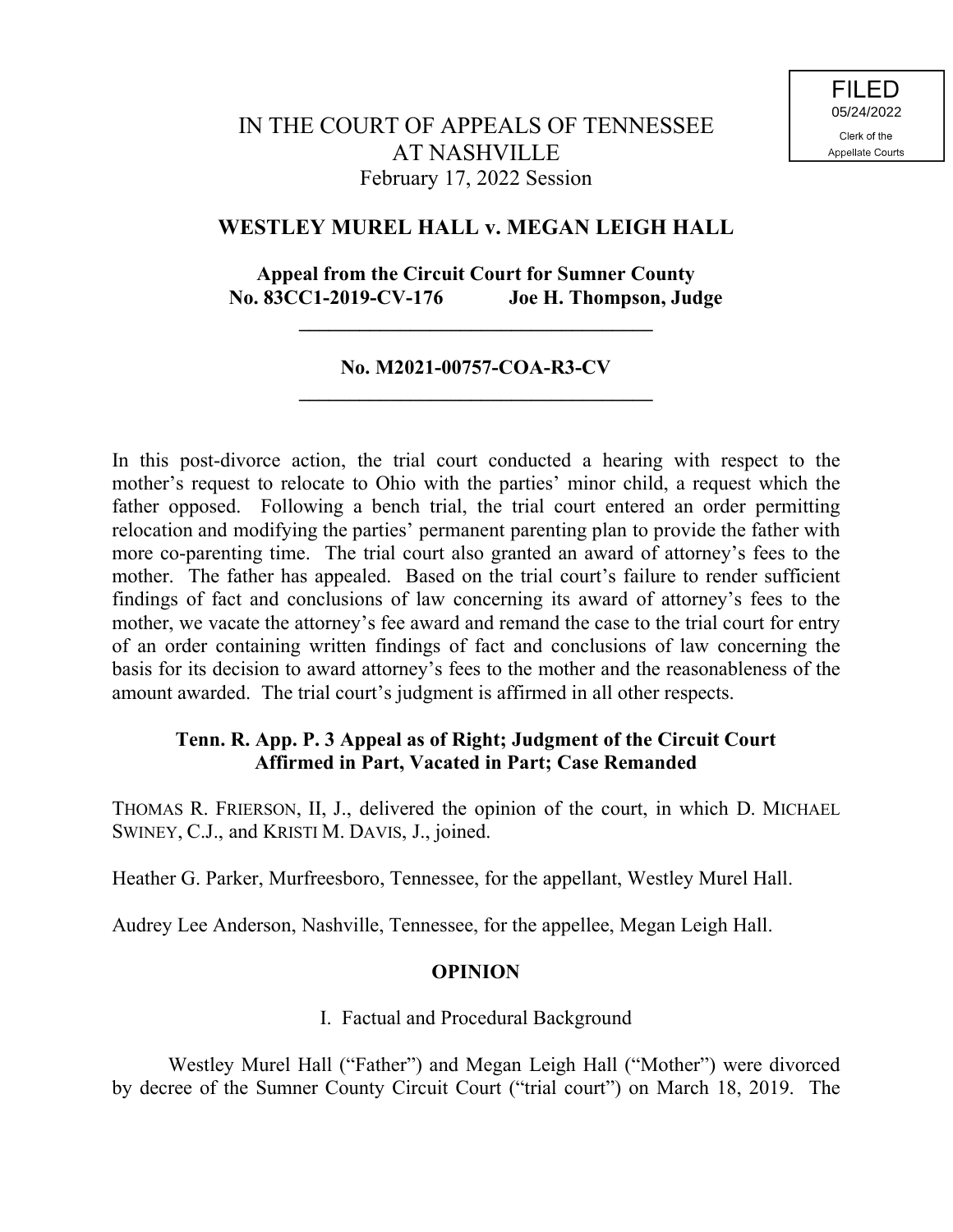FILED
05/24/2022
Clerk of the
Appellate Courts

# IN THE COURT OF APPEALS OF TENNESSEE
# AT NASHVILLE
February 17, 2022 Session

## WESTLEY MUREL HALL v. MEGAN LEIGH HALL

**Appeal from the Circuit Court for Sumner County**
**No. 83CC1-2019-CV-176 Joe H. Thompson, Judge**

---

**No. M2021-00757-COA-R3-CV**

---

In this post-divorce action, the trial court conducted a hearing with respect to the mother's request to relocate to Ohio with the parties' minor child, a request which the father opposed. Following a bench trial, the trial court entered an order permitting relocation and modifying the parties' permanent parenting plan to provide the father with more co-parenting time. The trial court also granted an award of attorney's fees to the mother. The father has appealed. Based on the trial court's failure to render sufficient findings of fact and conclusions of law concerning its award of attorney's fees to the mother, we vacate the attorney's fee award and remand the case to the trial court for entry of an order containing written findings of fact and conclusions of law concerning the basis for its decision to award attorney's fees to the mother and the reasonableness of the amount awarded. The trial court's judgment is affirmed in all other respects.

**Tenn. R. App. P. 3 Appeal as of Right; Judgment of the Circuit Court Affirmed in Part, Vacated in Part; Case Remanded**

THOMAS R. FRIERSON, II, J., delivered the opinion of the court, in which D. MICHAEL SWINEY, C.J., and KRISTI M. DAVIS, J., joined.

Heather G. Parker, Murfreesboro, Tennessee, for the appellant, Westley Murel Hall.

Audrey Lee Anderson, Nashville, Tennessee, for the appellee, Megan Leigh Hall.

## OPINION

### I. Factual and Procedural Background

Westley Murel Hall ("Father") and Megan Leigh Hall ("Mother") were divorced by decree of the Sumner County Circuit Court ("trial court") on March 18, 2019. The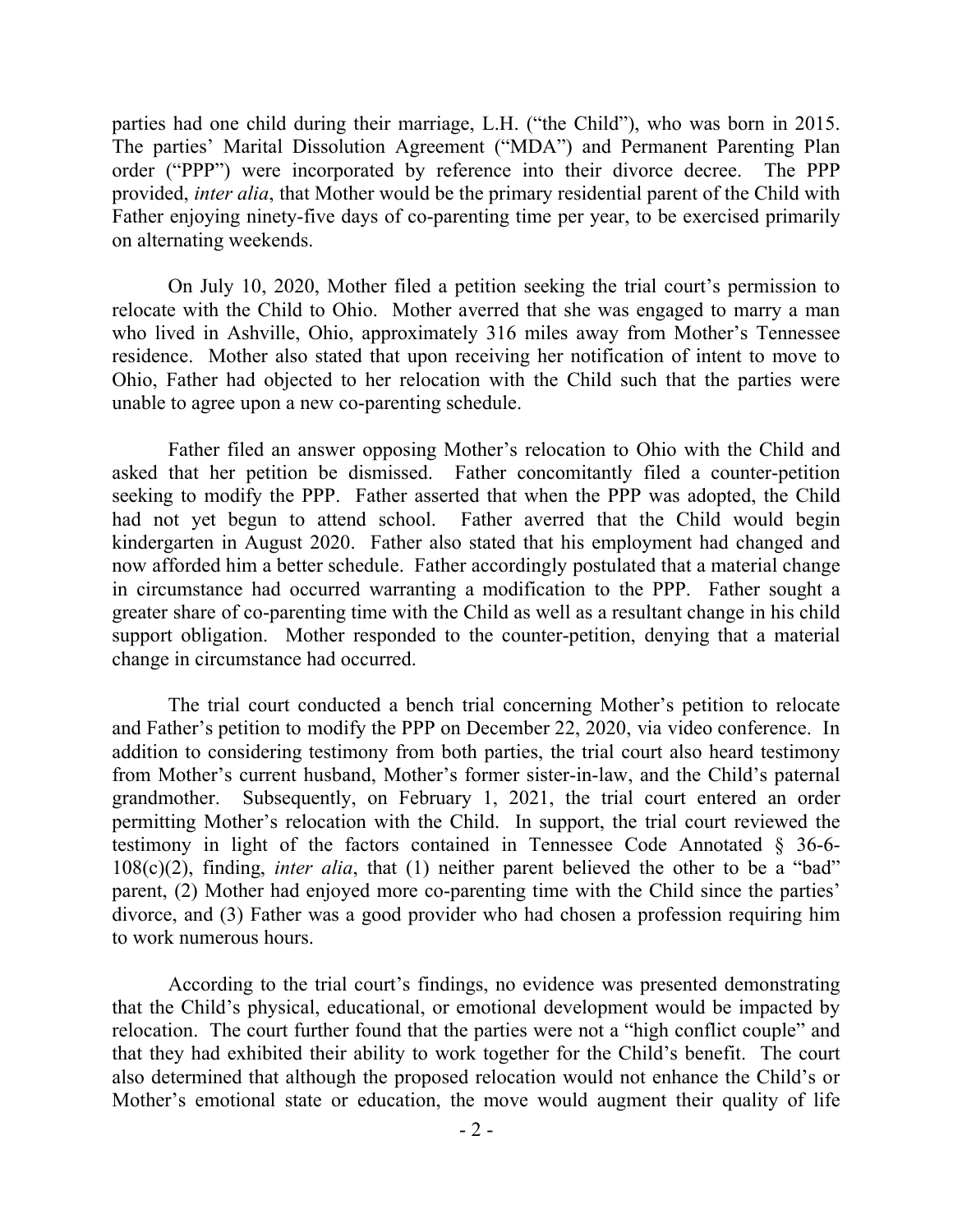parties had one child during their marriage, L.H. ("the Child"), who was born in 2015. The parties' Marital Dissolution Agreement ("MDA") and Permanent Parenting Plan order ("PPP") were incorporated by reference into their divorce decree. The PPP provided, *inter alia*, that Mother would be the primary residential parent of the Child with Father enjoying ninety-five days of co-parenting time per year, to be exercised primarily on alternating weekends.

On July 10, 2020, Mother filed a petition seeking the trial court's permission to relocate with the Child to Ohio. Mother averred that she was engaged to marry a man who lived in Ashville, Ohio, approximately 316 miles away from Mother's Tennessee residence. Mother also stated that upon receiving her notification of intent to move to Ohio, Father had objected to her relocation with the Child such that the parties were unable to agree upon a new co-parenting schedule.

Father filed an answer opposing Mother's relocation to Ohio with the Child and asked that her petition be dismissed. Father concomitantly filed a counter-petition seeking to modify the PPP. Father asserted that when the PPP was adopted, the Child had not yet begun to attend school. Father averred that the Child would begin kindergarten in August 2020. Father also stated that his employment had changed and now afforded him a better schedule. Father accordingly postulated that a material change in circumstance had occurred warranting a modification to the PPP. Father sought a greater share of co-parenting time with the Child as well as a resultant change in his child support obligation. Mother responded to the counter-petition, denying that a material change in circumstance had occurred.

The trial court conducted a bench trial concerning Mother's petition to relocate and Father's petition to modify the PPP on December 22, 2020, via video conference. In addition to considering testimony from both parties, the trial court also heard testimony from Mother's current husband, Mother's former sister-in-law, and the Child's paternal grandmother. Subsequently, on February 1, 2021, the trial court entered an order permitting Mother's relocation with the Child. In support, the trial court reviewed the testimony in light of the factors contained in Tennessee Code Annotated § 36-6-108(c)(2), finding, *inter alia*, that (1) neither parent believed the other to be a "bad" parent, (2) Mother had enjoyed more co-parenting time with the Child since the parties' divorce, and (3) Father was a good provider who had chosen a profession requiring him to work numerous hours.

According to the trial court's findings, no evidence was presented demonstrating that the Child's physical, educational, or emotional development would be impacted by relocation. The court further found that the parties were not a "high conflict couple" and that they had exhibited their ability to work together for the Child's benefit. The court also determined that although the proposed relocation would not enhance the Child's or Mother's emotional state or education, the move would augment their quality of life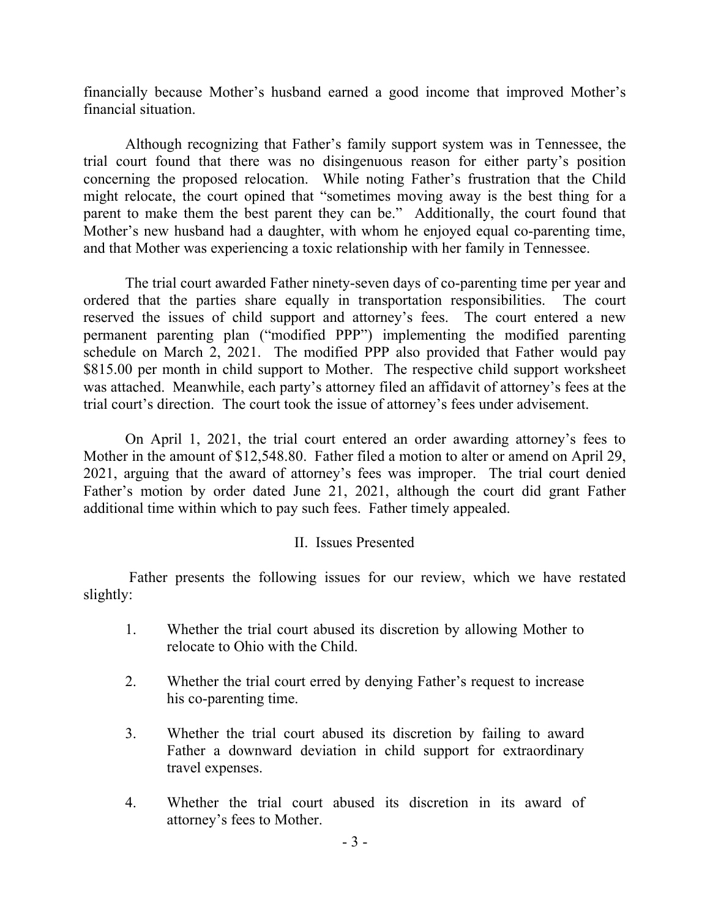financially because Mother's husband earned a good income that improved Mother's financial situation.

Although recognizing that Father's family support system was in Tennessee, the trial court found that there was no disingenuous reason for either party's position concerning the proposed relocation. While noting Father's frustration that the Child might relocate, the court opined that "sometimes moving away is the best thing for a parent to make them the best parent they can be." Additionally, the court found that Mother's new husband had a daughter, with whom he enjoyed equal co-parenting time, and that Mother was experiencing a toxic relationship with her family in Tennessee.

The trial court awarded Father ninety-seven days of co-parenting time per year and ordered that the parties share equally in transportation responsibilities. The court reserved the issues of child support and attorney's fees. The court entered a new permanent parenting plan ("modified PPP") implementing the modified parenting schedule on March 2, 2021. The modified PPP also provided that Father would pay $815.00 per month in child support to Mother. The respective child support worksheet was attached. Meanwhile, each party's attorney filed an affidavit of attorney's fees at the trial court's direction. The court took the issue of attorney's fees under advisement.

On April 1, 2021, the trial court entered an order awarding attorney's fees to Mother in the amount of $12,548.80. Father filed a motion to alter or amend on April 29, 2021, arguing that the award of attorney's fees was improper. The trial court denied Father's motion by order dated June 21, 2021, although the court did grant Father additional time within which to pay such fees. Father timely appealed.

## II. Issues Presented

Father presents the following issues for our review, which we have restated slightly:

1. Whether the trial court abused its discretion by allowing Mother to relocate to Ohio with the Child.

2. Whether the trial court erred by denying Father's request to increase his co-parenting time.

3. Whether the trial court abused its discretion by failing to award Father a downward deviation in child support for extraordinary travel expenses.

4. Whether the trial court abused its discretion in its award of attorney's fees to Mother.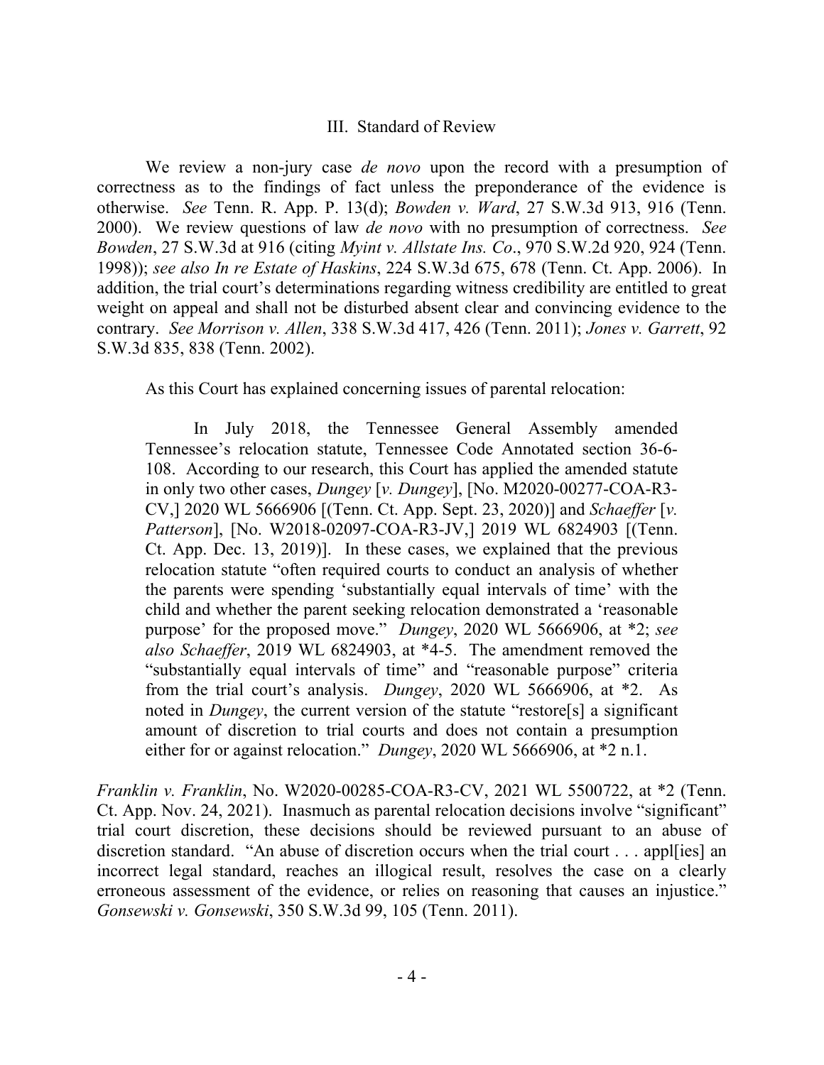### III. Standard of Review

We review a non-jury case *de novo* upon the record with a presumption of correctness as to the findings of fact unless the preponderance of the evidence is otherwise. *See* Tenn. R. App. P. 13(d); *Bowden v. Ward*, 27 S.W.3d 913, 916 (Tenn. 2000). We review questions of law *de novo* with no presumption of correctness. *See Bowden*, 27 S.W.3d at 916 (citing *Myint v. Allstate Ins. Co*., 970 S.W.2d 920, 924 (Tenn. 1998)); *see also In re Estate of Haskins*, 224 S.W.3d 675, 678 (Tenn. Ct. App. 2006). In addition, the trial court's determinations regarding witness credibility are entitled to great weight on appeal and shall not be disturbed absent clear and convincing evidence to the contrary. *See Morrison v. Allen*, 338 S.W.3d 417, 426 (Tenn. 2011); *Jones v. Garrett*, 92 S.W.3d 835, 838 (Tenn. 2002).

As this Court has explained concerning issues of parental relocation:

> In July 2018, the Tennessee General Assembly amended Tennessee's relocation statute, Tennessee Code Annotated section 36-6-108. According to our research, this Court has applied the amended statute in only two other cases, *Dungey* [*v. Dungey*], [No. M2020-00277-COA-R3-CV,] 2020 WL 5666906 [(Tenn. Ct. App. Sept. 23, 2020)] and *Schaeffer* [*v. Patterson*], [No. W2018-02097-COA-R3-JV,] 2019 WL 6824903 [(Tenn. Ct. App. Dec. 13, 2019)]. In these cases, we explained that the previous relocation statute "often required courts to conduct an analysis of whether the parents were spending 'substantially equal intervals of time' with the child and whether the parent seeking relocation demonstrated a 'reasonable purpose' for the proposed move." *Dungey*, 2020 WL 5666906, at *2; *see also Schaeffer*, 2019 WL 6824903, at *4-5. The amendment removed the "substantially equal intervals of time" and "reasonable purpose" criteria from the trial court's analysis. *Dungey*, 2020 WL 5666906, at *2. As noted in *Dungey*, the current version of the statute "restore[s] a significant amount of discretion to trial courts and does not contain a presumption either for or against relocation." *Dungey*, 2020 WL 5666906, at *2 n.1.

*Franklin v. Franklin*, No. W2020-00285-COA-R3-CV, 2021 WL 5500722, at *2 (Tenn. Ct. App. Nov. 24, 2021). Inasmuch as parental relocation decisions involve "significant" trial court discretion, these decisions should be reviewed pursuant to an abuse of discretion standard. "An abuse of discretion occurs when the trial court . . . appl[ies] an incorrect legal standard, reaches an illogical result, resolves the case on a clearly erroneous assessment of the evidence, or relies on reasoning that causes an injustice." *Gonsewski v. Gonsewski*, 350 S.W.3d 99, 105 (Tenn. 2011).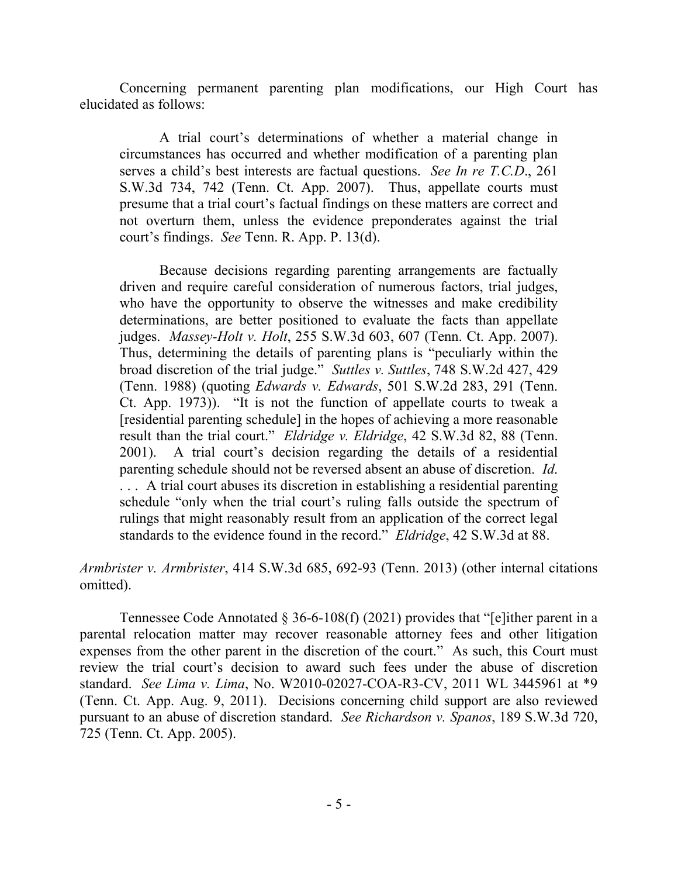Concerning permanent parenting plan modifications, our High Court has elucidated as follows:

> A trial court's determinations of whether a material change in circumstances has occurred and whether modification of a parenting plan serves a child's best interests are factual questions. *See In re T.C.D*., 261 S.W.3d 734, 742 (Tenn. Ct. App. 2007). Thus, appellate courts must presume that a trial court's factual findings on these matters are correct and not overturn them, unless the evidence preponderates against the trial court's findings. *See* Tenn. R. App. P. 13(d).
>
> Because decisions regarding parenting arrangements are factually driven and require careful consideration of numerous factors, trial judges, who have the opportunity to observe the witnesses and make credibility determinations, are better positioned to evaluate the facts than appellate judges. *Massey-Holt v. Holt*, 255 S.W.3d 603, 607 (Tenn. Ct. App. 2007). Thus, determining the details of parenting plans is "peculiarly within the broad discretion of the trial judge." *Suttles v. Suttles*, 748 S.W.2d 427, 429 (Tenn. 1988) (quoting *Edwards v. Edwards*, 501 S.W.2d 283, 291 (Tenn. Ct. App. 1973)). "It is not the function of appellate courts to tweak a [residential parenting schedule] in the hopes of achieving a more reasonable result than the trial court." *Eldridge v. Eldridge*, 42 S.W.3d 82, 88 (Tenn. 2001). A trial court's decision regarding the details of a residential parenting schedule should not be reversed absent an abuse of discretion. *Id.* . . . A trial court abuses its discretion in establishing a residential parenting schedule "only when the trial court's ruling falls outside the spectrum of rulings that might reasonably result from an application of the correct legal standards to the evidence found in the record." *Eldridge*, 42 S.W.3d at 88.

*Armbrister v. Armbrister*, 414 S.W.3d 685, 692-93 (Tenn. 2013) (other internal citations omitted).

Tennessee Code Annotated § 36-6-108(f) (2021) provides that "[e]ither parent in a parental relocation matter may recover reasonable attorney fees and other litigation expenses from the other parent in the discretion of the court." As such, this Court must review the trial court's decision to award such fees under the abuse of discretion standard. *See Lima v. Lima*, No. W2010-02027-COA-R3-CV, 2011 WL 3445961 at *9 (Tenn. Ct. App. Aug. 9, 2011). Decisions concerning child support are also reviewed pursuant to an abuse of discretion standard. *See Richardson v. Spanos*, 189 S.W.3d 720, 725 (Tenn. Ct. App. 2005).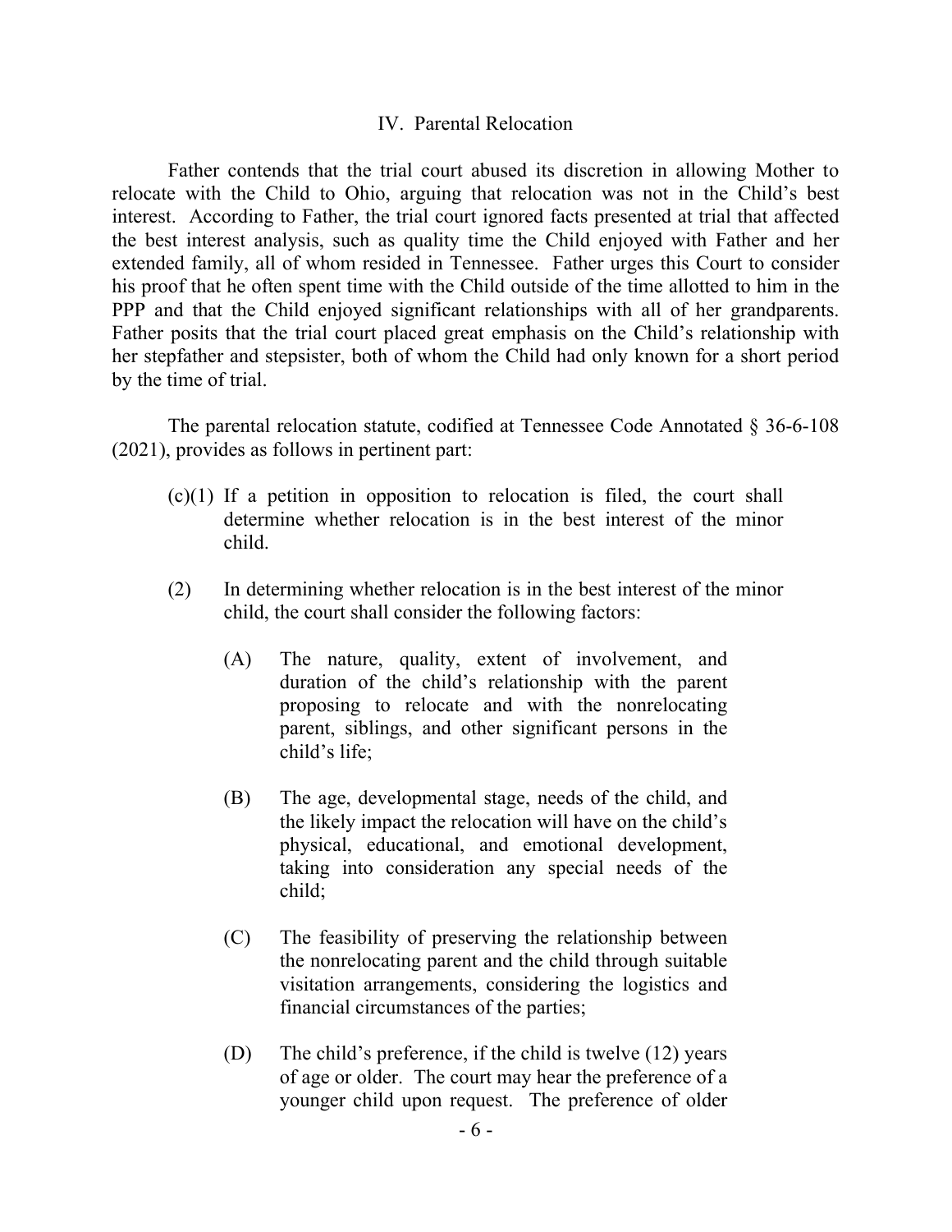## IV. Parental Relocation

Father contends that the trial court abused its discretion in allowing Mother to relocate with the Child to Ohio, arguing that relocation was not in the Child's best interest. According to Father, the trial court ignored facts presented at trial that affected the best interest analysis, such as quality time the Child enjoyed with Father and her extended family, all of whom resided in Tennessee. Father urges this Court to consider his proof that he often spent time with the Child outside of the time allotted to him in the PPP and that the Child enjoyed significant relationships with all of her grandparents. Father posits that the trial court placed great emphasis on the Child's relationship with her stepfather and stepsister, both of whom the Child had only known for a short period by the time of trial.

The parental relocation statute, codified at Tennessee Code Annotated § 36-6-108 (2021), provides as follows in pertinent part:

> (c)(1) If a petition in opposition to relocation is filed, the court shall determine whether relocation is in the best interest of the minor child.
>
> (2) In determining whether relocation is in the best interest of the minor child, the court shall consider the following factors:
>
> (A) The nature, quality, extent of involvement, and duration of the child's relationship with the parent proposing to relocate and with the nonrelocating parent, siblings, and other significant persons in the child's life;
>
> (B) The age, developmental stage, needs of the child, and the likely impact the relocation will have on the child's physical, educational, and emotional development, taking into consideration any special needs of the child;
>
> (C) The feasibility of preserving the relationship between the nonrelocating parent and the child through suitable visitation arrangements, considering the logistics and financial circumstances of the parties;
>
> (D) The child's preference, if the child is twelve (12) years of age or older. The court may hear the preference of a younger child upon request. The preference of older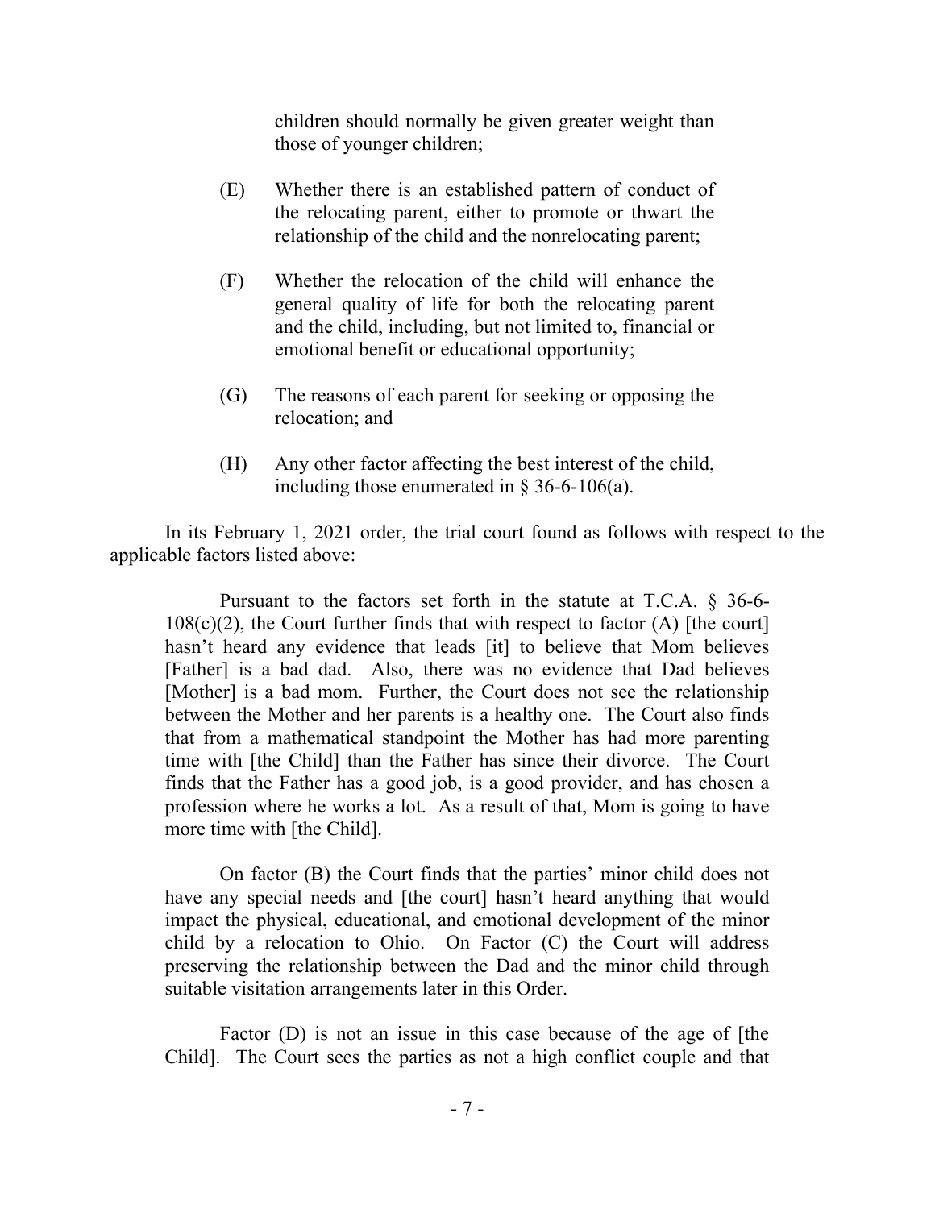> children should normally be given greater weight than those of younger children;
>
> (E) Whether there is an established pattern of conduct of the relocating parent, either to promote or thwart the relationship of the child and the nonrelocating parent;
>
> (F) Whether the relocation of the child will enhance the general quality of life for both the relocating parent and the child, including, but not limited to, financial or emotional benefit or educational opportunity;
>
> (G) The reasons of each parent for seeking or opposing the relocation; and
>
> (H) Any other factor affecting the best interest of the child, including those enumerated in § 36-6-106(a).

In its February 1, 2021 order, the trial court found as follows with respect to the applicable factors listed above:

> Pursuant to the factors set forth in the statute at T.C.A. § 36-6-108(c)(2), the Court further finds that with respect to factor (A) [the court] hasn't heard any evidence that leads [it] to believe that Mom believes [Father] is a bad dad. Also, there was no evidence that Dad believes [Mother] is a bad mom. Further, the Court does not see the relationship between the Mother and her parents is a healthy one. The Court also finds that from a mathematical standpoint the Mother has had more parenting time with [the Child] than the Father has since their divorce. The Court finds that the Father has a good job, is a good provider, and has chosen a profession where he works a lot. As a result of that, Mom is going to have more time with [the Child].
>
> On factor (B) the Court finds that the parties' minor child does not have any special needs and [the court] hasn't heard anything that would impact the physical, educational, and emotional development of the minor child by a relocation to Ohio. On Factor (C) the Court will address preserving the relationship between the Dad and the minor child through suitable visitation arrangements later in this Order.
>
> Factor (D) is not an issue in this case because of the age of [the Child]. The Court sees the parties as not a high conflict couple and that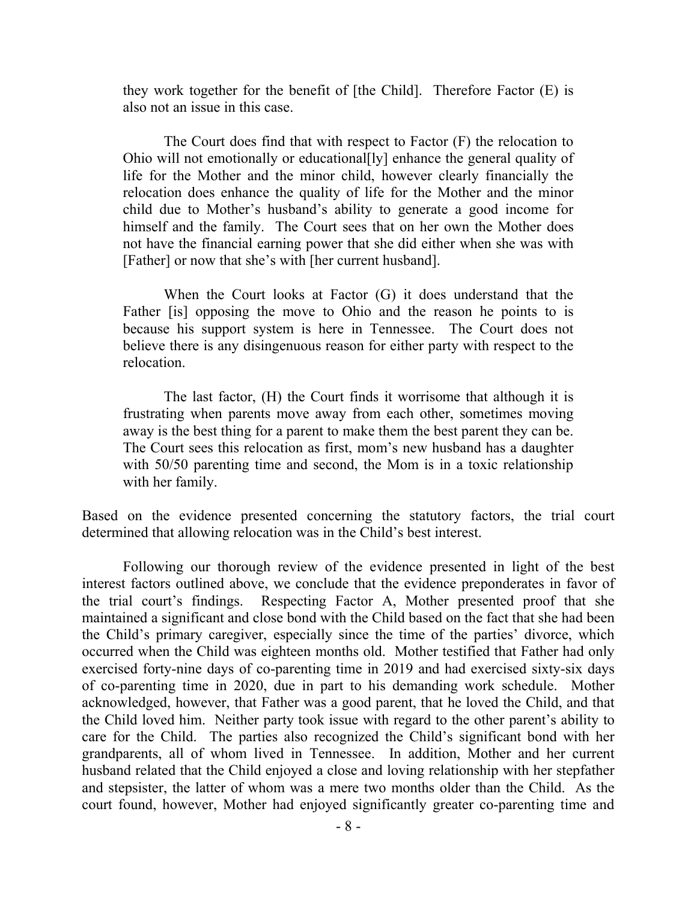they work together for the benefit of [the Child]. Therefore Factor (E) is also not an issue in this case.

> The Court does find that with respect to Factor (F) the relocation to Ohio will not emotionally or educational[ly] enhance the general quality of life for the Mother and the minor child, however clearly financially the relocation does enhance the quality of life for the Mother and the minor child due to Mother's husband's ability to generate a good income for himself and the family. The Court sees that on her own the Mother does not have the financial earning power that she did either when she was with [Father] or now that she's with [her current husband].
>
> When the Court looks at Factor (G) it does understand that the Father [is] opposing the move to Ohio and the reason he points to is because his support system is here in Tennessee. The Court does not believe there is any disingenuous reason for either party with respect to the relocation.
>
> The last factor, (H) the Court finds it worrisome that although it is frustrating when parents move away from each other, sometimes moving away is the best thing for a parent to make them the best parent they can be. The Court sees this relocation as first, mom's new husband has a daughter with 50/50 parenting time and second, the Mom is in a toxic relationship with her family.

Based on the evidence presented concerning the statutory factors, the trial court determined that allowing relocation was in the Child's best interest.

Following our thorough review of the evidence presented in light of the best interest factors outlined above, we conclude that the evidence preponderates in favor of the trial court's findings. Respecting Factor A, Mother presented proof that she maintained a significant and close bond with the Child based on the fact that she had been the Child's primary caregiver, especially since the time of the parties' divorce, which occurred when the Child was eighteen months old. Mother testified that Father had only exercised forty-nine days of co-parenting time in 2019 and had exercised sixty-six days of co-parenting time in 2020, due in part to his demanding work schedule. Mother acknowledged, however, that Father was a good parent, that he loved the Child, and that the Child loved him. Neither party took issue with regard to the other parent's ability to care for the Child. The parties also recognized the Child's significant bond with her grandparents, all of whom lived in Tennessee. In addition, Mother and her current husband related that the Child enjoyed a close and loving relationship with her stepfather and stepsister, the latter of whom was a mere two months older than the Child. As the court found, however, Mother had enjoyed significantly greater co-parenting time and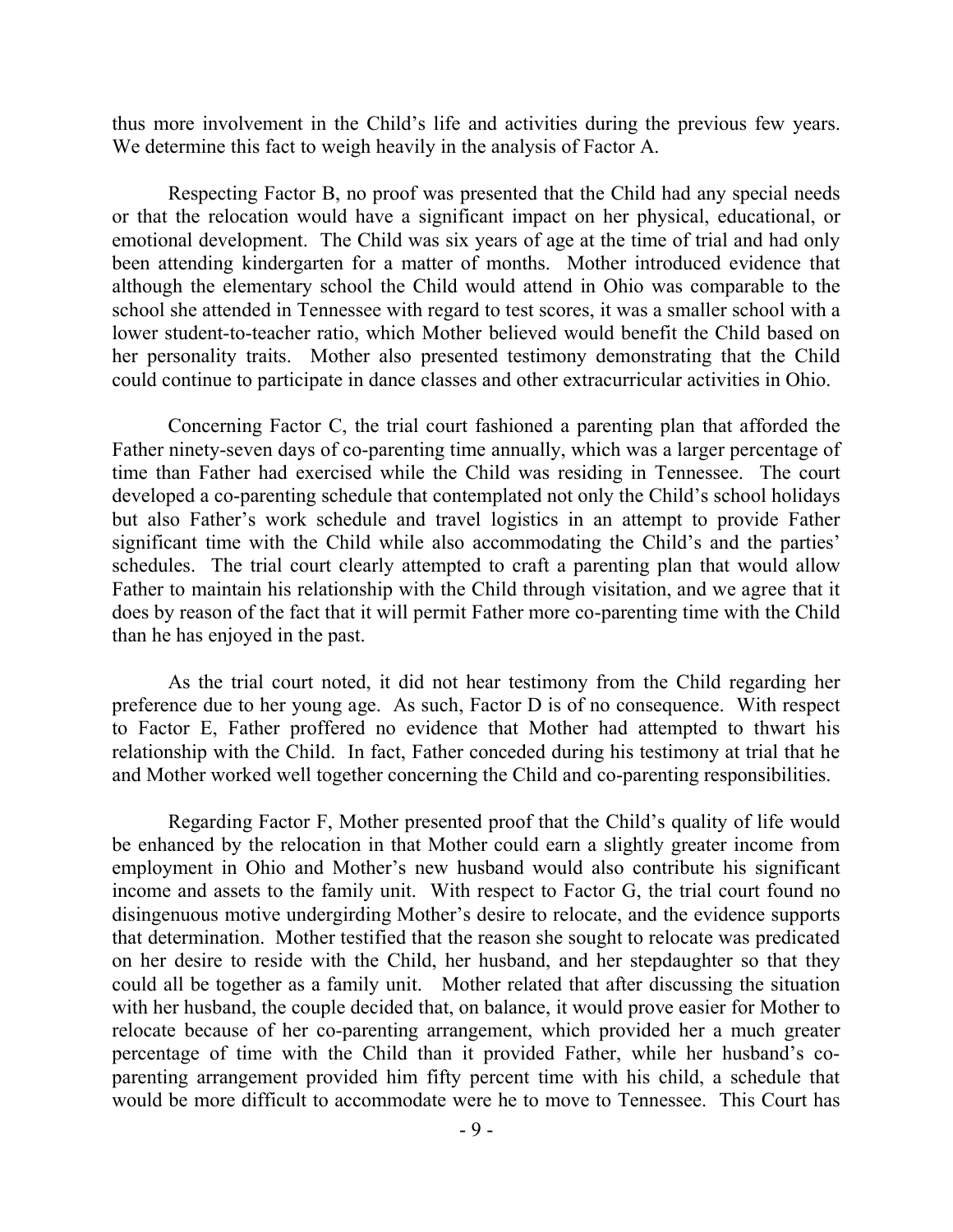thus more involvement in the Child's life and activities during the previous few years. We determine this fact to weigh heavily in the analysis of Factor A.

Respecting Factor B, no proof was presented that the Child had any special needs or that the relocation would have a significant impact on her physical, educational, or emotional development. The Child was six years of age at the time of trial and had only been attending kindergarten for a matter of months. Mother introduced evidence that although the elementary school the Child would attend in Ohio was comparable to the school she attended in Tennessee with regard to test scores, it was a smaller school with a lower student-to-teacher ratio, which Mother believed would benefit the Child based on her personality traits. Mother also presented testimony demonstrating that the Child could continue to participate in dance classes and other extracurricular activities in Ohio.

Concerning Factor C, the trial court fashioned a parenting plan that afforded the Father ninety-seven days of co-parenting time annually, which was a larger percentage of time than Father had exercised while the Child was residing in Tennessee. The court developed a co-parenting schedule that contemplated not only the Child's school holidays but also Father's work schedule and travel logistics in an attempt to provide Father significant time with the Child while also accommodating the Child's and the parties' schedules. The trial court clearly attempted to craft a parenting plan that would allow Father to maintain his relationship with the Child through visitation, and we agree that it does by reason of the fact that it will permit Father more co-parenting time with the Child than he has enjoyed in the past.

As the trial court noted, it did not hear testimony from the Child regarding her preference due to her young age. As such, Factor D is of no consequence. With respect to Factor E, Father proffered no evidence that Mother had attempted to thwart his relationship with the Child. In fact, Father conceded during his testimony at trial that he and Mother worked well together concerning the Child and co-parenting responsibilities.

Regarding Factor F, Mother presented proof that the Child's quality of life would be enhanced by the relocation in that Mother could earn a slightly greater income from employment in Ohio and Mother's new husband would also contribute his significant income and assets to the family unit. With respect to Factor G, the trial court found no disingenuous motive undergirding Mother's desire to relocate, and the evidence supports that determination. Mother testified that the reason she sought to relocate was predicated on her desire to reside with the Child, her husband, and her stepdaughter so that they could all be together as a family unit. Mother related that after discussing the situation with her husband, the couple decided that, on balance, it would prove easier for Mother to relocate because of her co-parenting arrangement, which provided her a much greater percentage of time with the Child than it provided Father, while her husband's co-parenting arrangement provided him fifty percent time with his child, a schedule that would be more difficult to accommodate were he to move to Tennessee. This Court has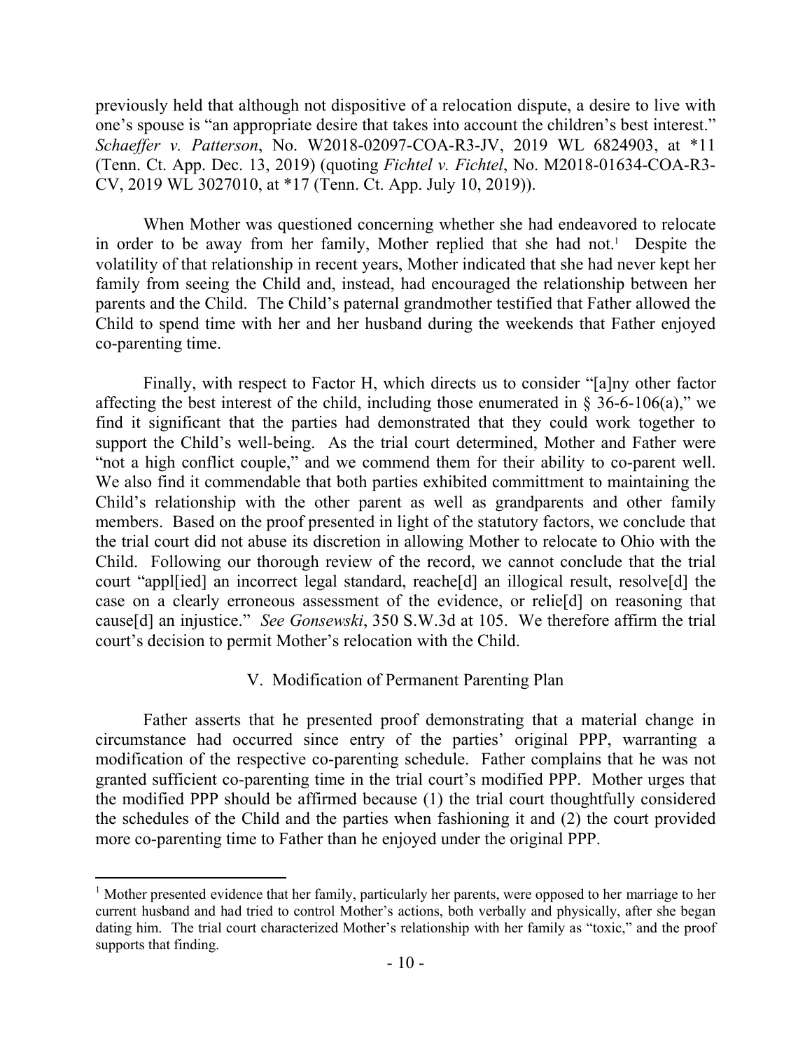previously held that although not dispositive of a relocation dispute, a desire to live with one's spouse is "an appropriate desire that takes into account the children's best interest." *Schaeffer v. Patterson*, No. W2018-02097-COA-R3-JV, 2019 WL 6824903, at *11 (Tenn. Ct. App. Dec. 13, 2019) (quoting *Fichtel v. Fichtel*, No. M2018-01634-COA-R3-CV, 2019 WL 3027010, at *17 (Tenn. Ct. App. July 10, 2019)).

When Mother was questioned concerning whether she had endeavored to relocate in order to be away from her family, Mother replied that she had not.[1] Despite the volatility of that relationship in recent years, Mother indicated that she had never kept her family from seeing the Child and, instead, had encouraged the relationship between her parents and the Child. The Child's paternal grandmother testified that Father allowed the Child to spend time with her and her husband during the weekends that Father enjoyed co-parenting time.

Finally, with respect to Factor H, which directs us to consider "[a]ny other factor affecting the best interest of the child, including those enumerated in § 36-6-106(a)," we find it significant that the parties had demonstrated that they could work together to support the Child's well-being. As the trial court determined, Mother and Father were "not a high conflict couple," and we commend them for their ability to co-parent well. We also find it commendable that both parties exhibited committment to maintaining the Child's relationship with the other parent as well as grandparents and other family members. Based on the proof presented in light of the statutory factors, we conclude that the trial court did not abuse its discretion in allowing Mother to relocate to Ohio with the Child. Following our thorough review of the record, we cannot conclude that the trial court "appl[ied] an incorrect legal standard, reache[d] an illogical result, resolve[d] the case on a clearly erroneous assessment of the evidence, or relie[d] on reasoning that cause[d] an injustice." *See Gonsewski*, 350 S.W.3d at 105. We therefore affirm the trial court's decision to permit Mother's relocation with the Child.

## V. Modification of Permanent Parenting Plan

Father asserts that he presented proof demonstrating that a material change in circumstance had occurred since entry of the parties' original PPP, warranting a modification of the respective co-parenting schedule. Father complains that he was not granted sufficient co-parenting time in the trial court's modified PPP. Mother urges that the modified PPP should be affirmed because (1) the trial court thoughtfully considered the schedules of the Child and the parties when fashioning it and (2) the court provided more co-parenting time to Father than he enjoyed under the original PPP.

---

[1] Mother presented evidence that her family, particularly her parents, were opposed to her marriage to her current husband and had tried to control Mother's actions, both verbally and physically, after she began dating him. The trial court characterized Mother's relationship with her family as "toxic," and the proof supports that finding.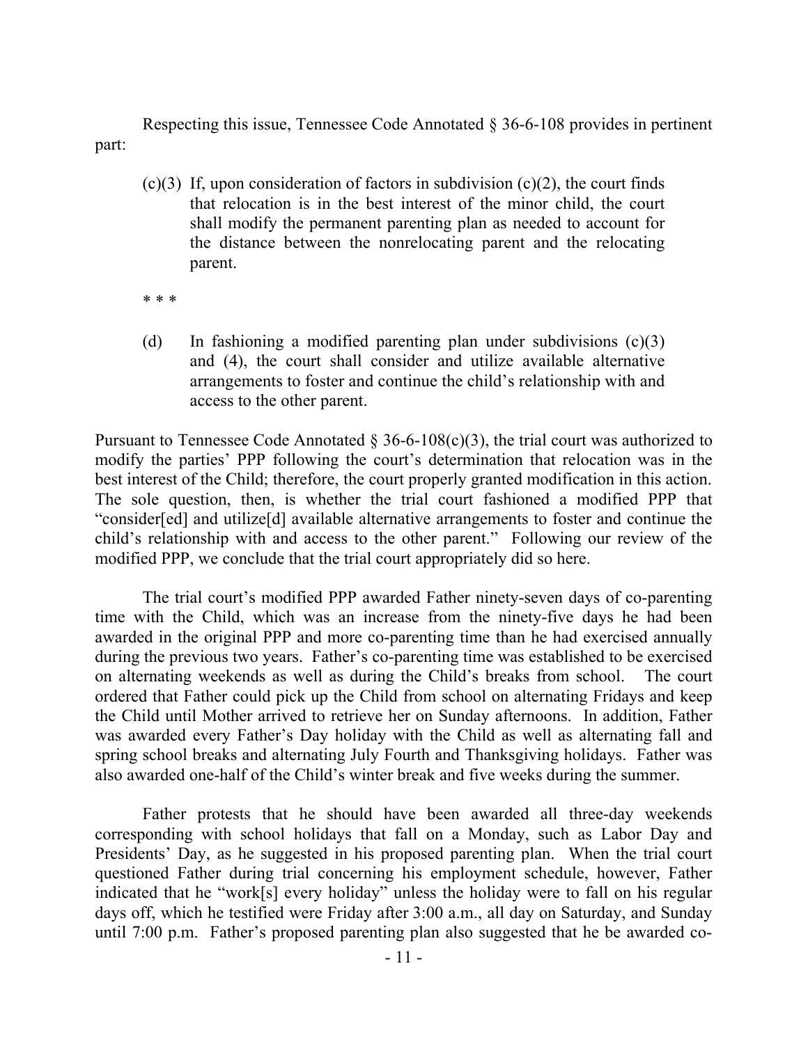Respecting this issue, Tennessee Code Annotated § 36-6-108 provides in pertinent part:

> (c)(3) If, upon consideration of factors in subdivision (c)(2), the court finds that relocation is in the best interest of the minor child, the court shall modify the permanent parenting plan as needed to account for the distance between the nonrelocating parent and the relocating parent.
>
> * * *
>
> (d) In fashioning a modified parenting plan under subdivisions (c)(3) and (4), the court shall consider and utilize available alternative arrangements to foster and continue the child's relationship with and access to the other parent.

Pursuant to Tennessee Code Annotated § 36-6-108(c)(3), the trial court was authorized to modify the parties' PPP following the court's determination that relocation was in the best interest of the Child; therefore, the court properly granted modification in this action. The sole question, then, is whether the trial court fashioned a modified PPP that "consider[ed] and utilize[d] available alternative arrangements to foster and continue the child's relationship with and access to the other parent." Following our review of the modified PPP, we conclude that the trial court appropriately did so here.

The trial court's modified PPP awarded Father ninety-seven days of co-parenting time with the Child, which was an increase from the ninety-five days he had been awarded in the original PPP and more co-parenting time than he had exercised annually during the previous two years. Father's co-parenting time was established to be exercised on alternating weekends as well as during the Child's breaks from school. The court ordered that Father could pick up the Child from school on alternating Fridays and keep the Child until Mother arrived to retrieve her on Sunday afternoons. In addition, Father was awarded every Father's Day holiday with the Child as well as alternating fall and spring school breaks and alternating July Fourth and Thanksgiving holidays. Father was also awarded one-half of the Child's winter break and five weeks during the summer.

Father protests that he should have been awarded all three-day weekends corresponding with school holidays that fall on a Monday, such as Labor Day and Presidents' Day, as he suggested in his proposed parenting plan. When the trial court questioned Father during trial concerning his employment schedule, however, Father indicated that he "work[s] every holiday" unless the holiday were to fall on his regular days off, which he testified were Friday after 3:00 a.m., all day on Saturday, and Sunday until 7:00 p.m. Father's proposed parenting plan also suggested that he be awarded co-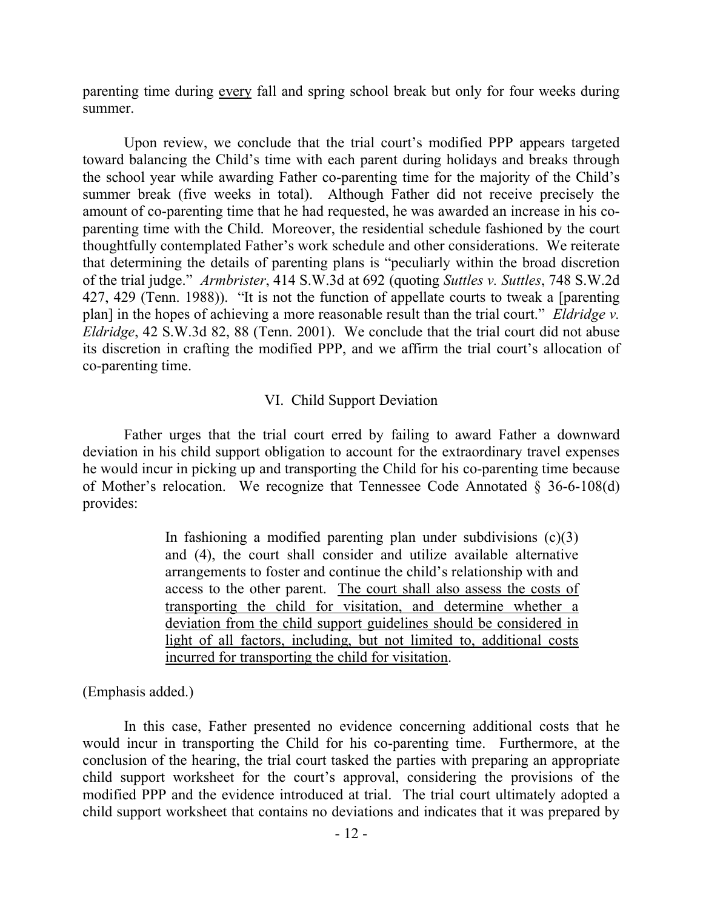parenting time during <u>every</u> fall and spring school break but only for four weeks during summer.

Upon review, we conclude that the trial court's modified PPP appears targeted toward balancing the Child's time with each parent during holidays and breaks through the school year while awarding Father co-parenting time for the majority of the Child's summer break (five weeks in total). Although Father did not receive precisely the amount of co-parenting time that he had requested, he was awarded an increase in his co-parenting time with the Child. Moreover, the residential schedule fashioned by the court thoughtfully contemplated Father's work schedule and other considerations. We reiterate that determining the details of parenting plans is "peculiarly within the broad discretion of the trial judge." *Armbrister*, 414 S.W.3d at 692 (quoting *Suttles v. Suttles*, 748 S.W.2d 427, 429 (Tenn. 1988)). "It is not the function of appellate courts to tweak a [parenting plan] in the hopes of achieving a more reasonable result than the trial court." *Eldridge v. Eldridge*, 42 S.W.3d 82, 88 (Tenn. 2001). We conclude that the trial court did not abuse its discretion in crafting the modified PPP, and we affirm the trial court's allocation of co-parenting time.

## VI. Child Support Deviation

Father urges that the trial court erred by failing to award Father a downward deviation in his child support obligation to account for the extraordinary travel expenses he would incur in picking up and transporting the Child for his co-parenting time because of Mother's relocation. We recognize that Tennessee Code Annotated § 36-6-108(d) provides:

> In fashioning a modified parenting plan under subdivisions (c)(3) and (4), the court shall consider and utilize available alternative arrangements to foster and continue the child's relationship with and access to the other parent. <u>The court shall also assess the costs of transporting the child for visitation, and determine whether a deviation from the child support guidelines should be considered in light of all factors, including, but not limited to, additional costs incurred for transporting the child for visitation</u>.

(Emphasis added.)

In this case, Father presented no evidence concerning additional costs that he would incur in transporting the Child for his co-parenting time. Furthermore, at the conclusion of the hearing, the trial court tasked the parties with preparing an appropriate child support worksheet for the court's approval, considering the provisions of the modified PPP and the evidence introduced at trial. The trial court ultimately adopted a child support worksheet that contains no deviations and indicates that it was prepared by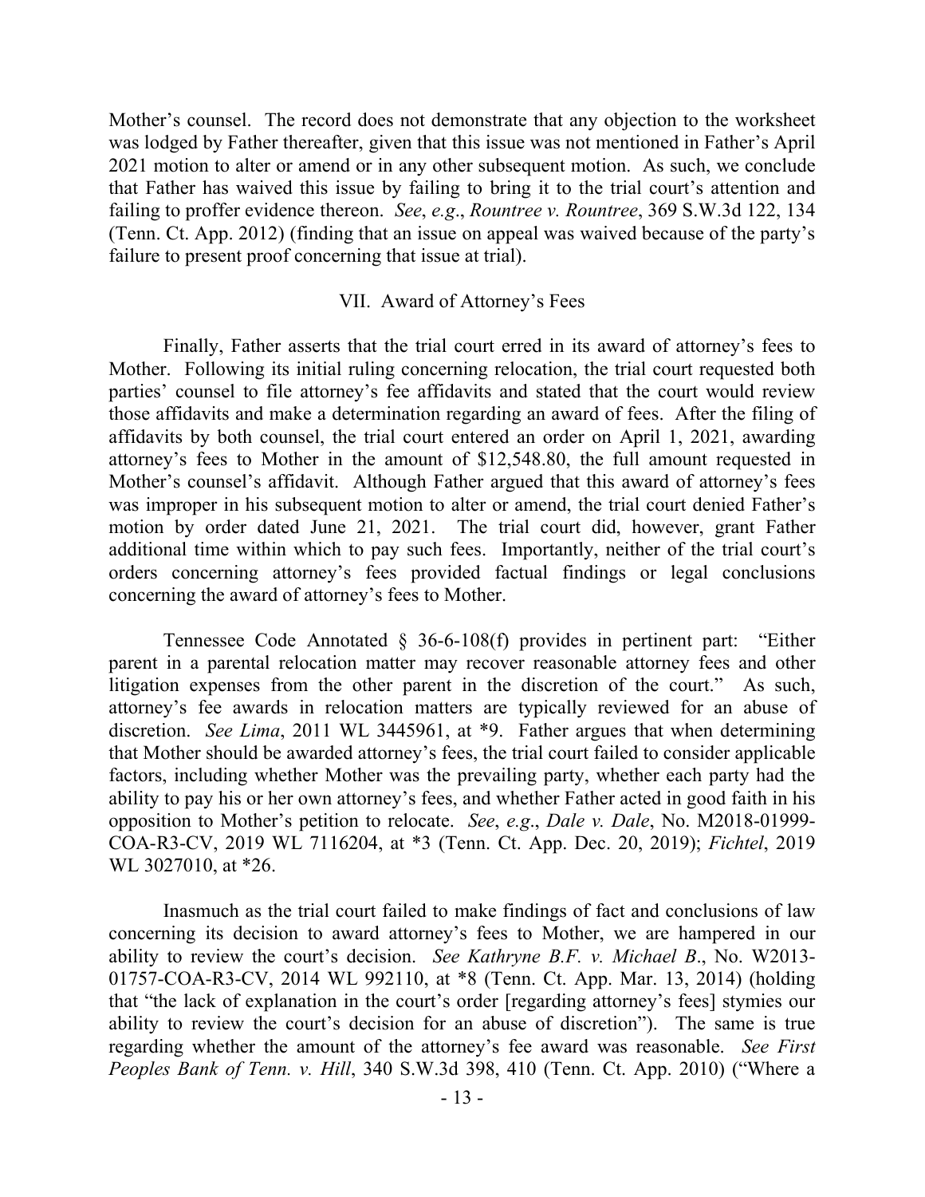Mother's counsel. The record does not demonstrate that any objection to the worksheet was lodged by Father thereafter, given that this issue was not mentioned in Father's April 2021 motion to alter or amend or in any other subsequent motion. As such, we conclude that Father has waived this issue by failing to bring it to the trial court's attention and failing to proffer evidence thereon. *See*, *e.g*., *Rountree v. Rountree*, 369 S.W.3d 122, 134 (Tenn. Ct. App. 2012) (finding that an issue on appeal was waived because of the party's failure to present proof concerning that issue at trial).

## VII. Award of Attorney's Fees

Finally, Father asserts that the trial court erred in its award of attorney's fees to Mother. Following its initial ruling concerning relocation, the trial court requested both parties' counsel to file attorney's fee affidavits and stated that the court would review those affidavits and make a determination regarding an award of fees. After the filing of affidavits by both counsel, the trial court entered an order on April 1, 2021, awarding attorney's fees to Mother in the amount of $12,548.80, the full amount requested in Mother's counsel's affidavit. Although Father argued that this award of attorney's fees was improper in his subsequent motion to alter or amend, the trial court denied Father's motion by order dated June 21, 2021. The trial court did, however, grant Father additional time within which to pay such fees. Importantly, neither of the trial court's orders concerning attorney's fees provided factual findings or legal conclusions concerning the award of attorney's fees to Mother.

Tennessee Code Annotated § 36-6-108(f) provides in pertinent part: "Either parent in a parental relocation matter may recover reasonable attorney fees and other litigation expenses from the other parent in the discretion of the court." As such, attorney's fee awards in relocation matters are typically reviewed for an abuse of discretion. *See Lima*, 2011 WL 3445961, at *9. Father argues that when determining that Mother should be awarded attorney's fees, the trial court failed to consider applicable factors, including whether Mother was the prevailing party, whether each party had the ability to pay his or her own attorney's fees, and whether Father acted in good faith in his opposition to Mother's petition to relocate. *See*, *e.g*., *Dale v. Dale*, No. M2018-01999-COA-R3-CV, 2019 WL 7116204, at *3 (Tenn. Ct. App. Dec. 20, 2019); *Fichtel*, 2019 WL 3027010, at *26.

Inasmuch as the trial court failed to make findings of fact and conclusions of law concerning its decision to award attorney's fees to Mother, we are hampered in our ability to review the court's decision. *See Kathryne B.F. v. Michael B*., No. W2013-01757-COA-R3-CV, 2014 WL 992110, at *8 (Tenn. Ct. App. Mar. 13, 2014) (holding that "the lack of explanation in the court's order [regarding attorney's fees] stymies our ability to review the court's decision for an abuse of discretion"). The same is true regarding whether the amount of the attorney's fee award was reasonable. *See First Peoples Bank of Tenn. v. Hill*, 340 S.W.3d 398, 410 (Tenn. Ct. App. 2010) ("Where a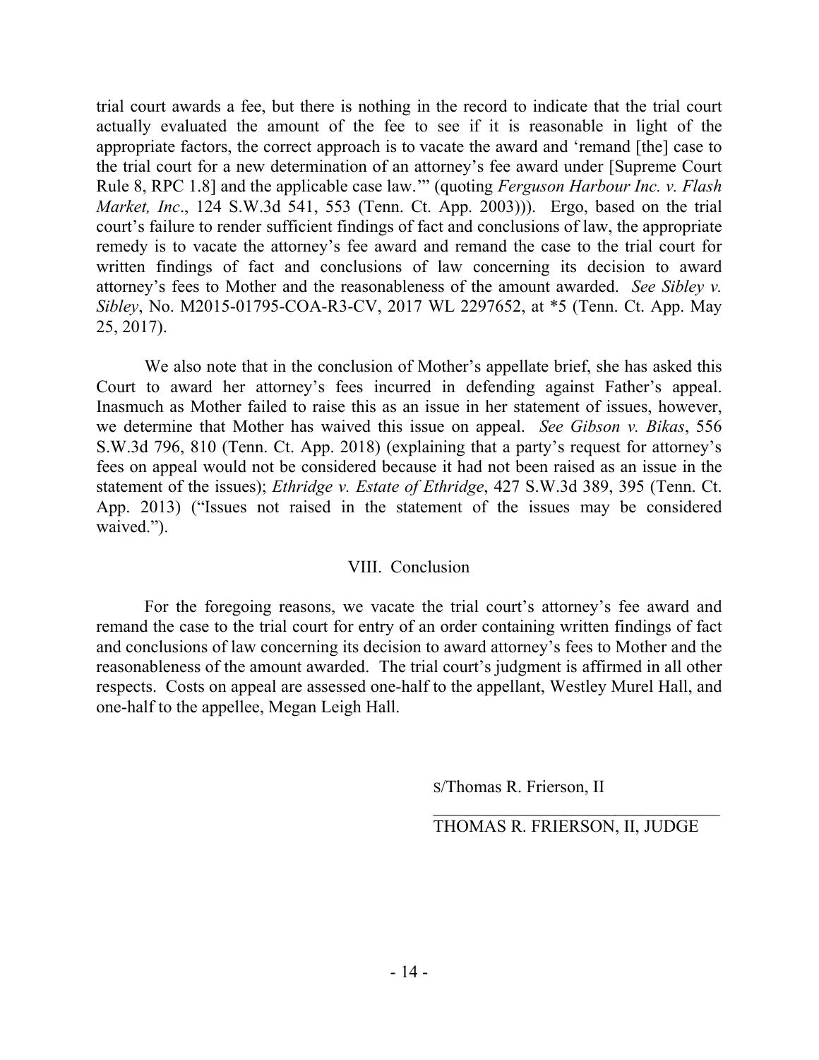trial court awards a fee, but there is nothing in the record to indicate that the trial court actually evaluated the amount of the fee to see if it is reasonable in light of the appropriate factors, the correct approach is to vacate the award and 'remand [the] case to the trial court for a new determination of an attorney's fee award under [Supreme Court Rule 8, RPC 1.8] and the applicable case law.'" (quoting *Ferguson Harbour Inc. v. Flash Market, Inc*., 124 S.W.3d 541, 553 (Tenn. Ct. App. 2003))). Ergo, based on the trial court's failure to render sufficient findings of fact and conclusions of law, the appropriate remedy is to vacate the attorney's fee award and remand the case to the trial court for written findings of fact and conclusions of law concerning its decision to award attorney's fees to Mother and the reasonableness of the amount awarded. *See Sibley v. Sibley*, No. M2015-01795-COA-R3-CV, 2017 WL 2297652, at *5 (Tenn. Ct. App. May 25, 2017).

We also note that in the conclusion of Mother's appellate brief, she has asked this Court to award her attorney's fees incurred in defending against Father's appeal. Inasmuch as Mother failed to raise this as an issue in her statement of issues, however, we determine that Mother has waived this issue on appeal. *See Gibson v. Bikas*, 556 S.W.3d 796, 810 (Tenn. Ct. App. 2018) (explaining that a party's request for attorney's fees on appeal would not be considered because it had not been raised as an issue in the statement of the issues); *Ethridge v. Estate of Ethridge*, 427 S.W.3d 389, 395 (Tenn. Ct. App. 2013) ("Issues not raised in the statement of the issues may be considered waived.").

## VIII. Conclusion

For the foregoing reasons, we vacate the trial court's attorney's fee award and remand the case to the trial court for entry of an order containing written findings of fact and conclusions of law concerning its decision to award attorney's fees to Mother and the reasonableness of the amount awarded. The trial court's judgment is affirmed in all other respects. Costs on appeal are assessed one-half to the appellant, Westley Murel Hall, and one-half to the appellee, Megan Leigh Hall.

S/Thomas R. Frierson, II

THOMAS R. FRIERSON, II, JUDGE